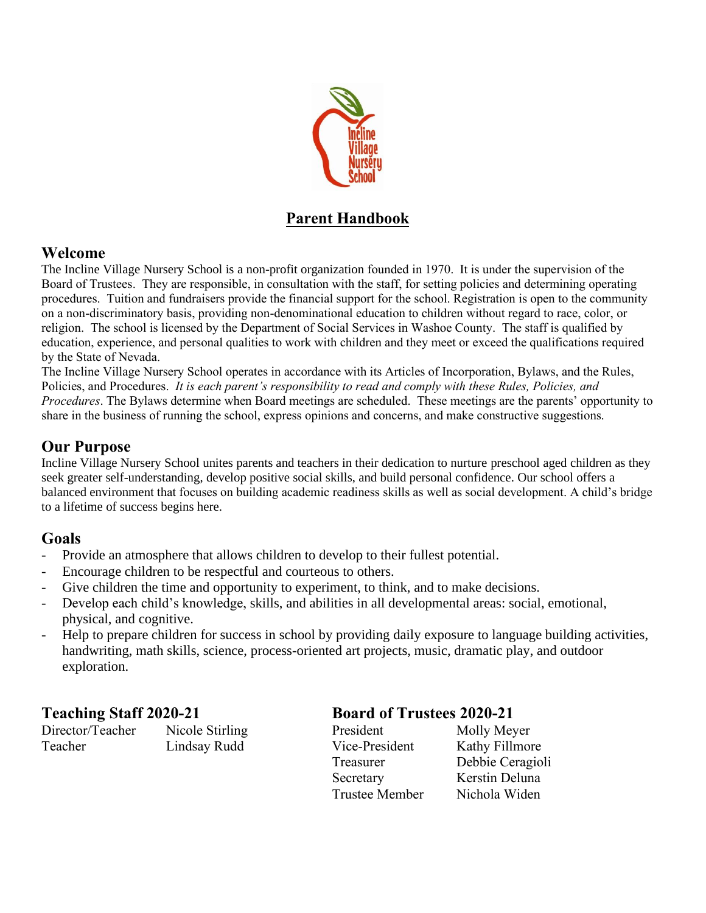# Parent Handbook

## Welcome

The Incline Village Nursery School is a non-profit organization founded in 1970. It is under the supervision of the Board of Trustees. They are responsible, in consultation with the staff, for setting policies and determining operating procedures. Tuition and fundraisers provide the financial support for the school. Registration is open to the community on a non-discriminatory basis, providing non-denominational education to children without regard to race, color, or religion. The school is licensed by the Department of Social Services in Washoe County. The staff is qualified by education, experience, and personal qualities to work with children and they meet or exceed the qualifications required by the State of Nevada.

The Incline Village Nursery School operates in accordance with its Articles of Incorporation, Bylaws, and the Rules, Policies, and Procedures. *It is each parent's responsibility to read and comply with these Rules, Policies, and Procedures*. The Bylaws determine when Board meetings are scheduled. These meetings are the parents' opportunity to share in the business of running the school, express opinions and concerns, and make constructive suggestions.

## Our Purpose

Incline Village Nursery School unites parents and teachers in their dedication to nurture preschool aged children as they seek greater self-understanding, develop positive social skills, and build personal confidence. Our school offers a balanced environment that focuses on building academic readiness skills as well as social development. A child's bridge to a lifetime of success begins here.

## Goals

- Provide an atmosphere that allows children to develop to their fullest potential.
- Encourage children to be respectful and courteous to others.
- Give children the time and opportunity to experiment, to think, and to make decisions.
- Develop each child's knowledge, skills, and abilities in all developmental areas: social, emotional, physical, and cognitive.
- Help to prepare children for success in school by providing daily exposure to language building activities, handwriting, math skills, science, process-oriented art projects, music, dramatic play, and outdoor exploration.

## Teaching Staff 2020-21

| | |
|---|---|
| Director/Teacher | Nicole Stirling |
| Teacher | Lindsay Rudd |

## Board of Trustees 2020-21

| | |
|---|---|
| President | Molly Meyer |
| Vice-President | Kathy Fillmore |
| Treasurer | Debbie Ceragioli |
| Secretary | Kerstin Deluna |
| Trustee Member | Nichola Widen |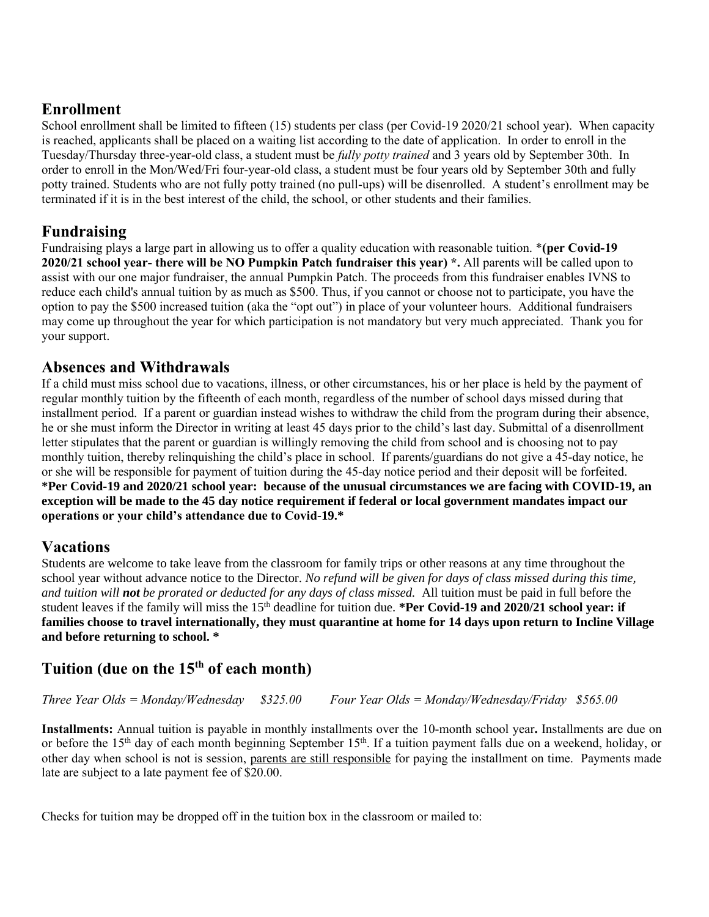## Enrollment

School enrollment shall be limited to fifteen (15) students per class (per Covid-19 2020/21 school year). When capacity is reached, applicants shall be placed on a waiting list according to the date of application. In order to enroll in the Tuesday/Thursday three-year-old class, a student must be *fully potty trained* and 3 years old by September 30th. In order to enroll in the Mon/Wed/Fri four-year-old class, a student must be four years old by September 30th and fully potty trained. Students who are not fully potty trained (no pull-ups) will be disenrolled. A student's enrollment may be terminated if it is in the best interest of the child, the school, or other students and their families.

## Fundraising

Fundraising plays a large part in allowing us to offer a quality education with reasonable tuition. ***(per Covid-19 2020/21 school year- there will be NO Pumpkin Patch fundraiser this year) *.** All parents will be called upon to assist with our one major fundraiser, the annual Pumpkin Patch. The proceeds from this fundraiser enables IVNS to reduce each child's annual tuition by as much as $500. Thus, if you cannot or choose not to participate, you have the option to pay the $500 increased tuition (aka the "opt out") in place of your volunteer hours. Additional fundraisers may come up throughout the year for which participation is not mandatory but very much appreciated. Thank you for your support.

## Absences and Withdrawals

If a child must miss school due to vacations, illness, or other circumstances, his or her place is held by the payment of regular monthly tuition by the fifteenth of each month, regardless of the number of school days missed during that installment period. If a parent or guardian instead wishes to withdraw the child from the program during their absence, he or she must inform the Director in writing at least 45 days prior to the child's last day. Submittal of a disenrollment letter stipulates that the parent or guardian is willingly removing the child from school and is choosing not to pay monthly tuition, thereby relinquishing the child's place in school. If parents/guardians do not give a 45-day notice, he or she will be responsible for payment of tuition during the 45-day notice period and their deposit will be forfeited. **\*Per Covid-19 and 2020/21 school year: because of the unusual circumstances we are facing with COVID-19, an exception will be made to the 45 day notice requirement if federal or local government mandates impact our operations or your child's attendance due to Covid-19.\***

## Vacations

Students are welcome to take leave from the classroom for family trips or other reasons at any time throughout the school year without advance notice to the Director. *No refund will be given for days of class missed during this time, and tuition will **not** be prorated or deducted for any days of class missed.* All tuition must be paid in full before the student leaves if the family will miss the 15th deadline for tuition due. **\*Per Covid-19 and 2020/21 school year: if families choose to travel internationally, they must quarantine at home for 14 days upon return to Incline Village and before returning to school. \***

## Tuition (due on the 15th of each month)

*Three Year Olds = Monday/Wednesday $325.00 Four Year Olds = Monday/Wednesday/Friday $565.00*

**Installments:** Annual tuition is payable in monthly installments over the 10-month school year**.** Installments are due on or before the 15th day of each month beginning September 15th. If a tuition payment falls due on a weekend, holiday, or other day when school is not is session, parents are still responsible for paying the installment on time. Payments made late are subject to a late payment fee of $20.00.

Checks for tuition may be dropped off in the tuition box in the classroom or mailed to: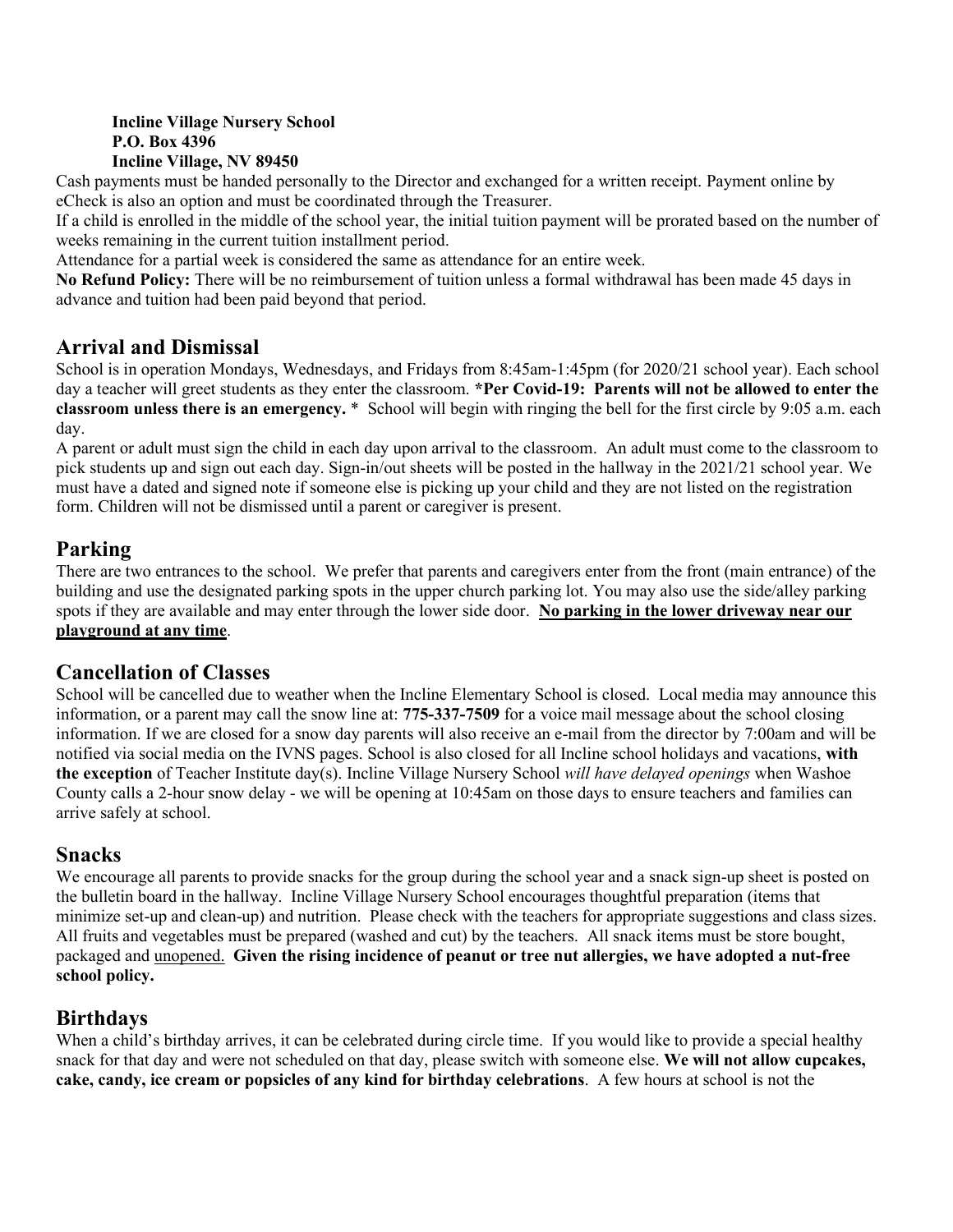**Incline Village Nursery School**
**P.O. Box 4396**
**Incline Village, NV 89450**

Cash payments must be handed personally to the Director and exchanged for a written receipt. Payment online by eCheck is also an option and must be coordinated through the Treasurer.

If a child is enrolled in the middle of the school year, the initial tuition payment will be prorated based on the number of weeks remaining in the current tuition installment period.

Attendance for a partial week is considered the same as attendance for an entire week.

**No Refund Policy:** There will be no reimbursement of tuition unless a formal withdrawal has been made 45 days in advance and tuition had been paid beyond that period.

## Arrival and Dismissal

School is in operation Mondays, Wednesdays, and Fridays from 8:45am-1:45pm (for 2020/21 school year). Each school day a teacher will greet students as they enter the classroom. ***Per Covid-19: Parents will not be allowed to enter the classroom unless there is an emergency.** * School will begin with ringing the bell for the first circle by 9:05 a.m. each day.

A parent or adult must sign the child in each day upon arrival to the classroom. An adult must come to the classroom to pick students up and sign out each day. Sign-in/out sheets will be posted in the hallway in the 2021/21 school year. We must have a dated and signed note if someone else is picking up your child and they are not listed on the registration form. Children will not be dismissed until a parent or caregiver is present.

## Parking

There are two entrances to the school. We prefer that parents and caregivers enter from the front (main entrance) of the building and use the designated parking spots in the upper church parking lot. You may also use the side/alley parking spots if they are available and may enter through the lower side door. **<u>No parking in the lower driveway near our playground at any time</u>**.

## Cancellation of Classes

School will be cancelled due to weather when the Incline Elementary School is closed. Local media may announce this information, or a parent may call the snow line at: **775-337-7509** for a voice mail message about the school closing information. If we are closed for a snow day parents will also receive an e-mail from the director by 7:00am and will be notified via social media on the IVNS pages. School is also closed for all Incline school holidays and vacations, **with the exception** of Teacher Institute day(s). Incline Village Nursery School *will have delayed openings* when Washoe County calls a 2-hour snow delay - we will be opening at 10:45am on those days to ensure teachers and families can arrive safely at school.

## Snacks

We encourage all parents to provide snacks for the group during the school year and a snack sign-up sheet is posted on the bulletin board in the hallway. Incline Village Nursery School encourages thoughtful preparation (items that minimize set-up and clean-up) and nutrition. Please check with the teachers for appropriate suggestions and class sizes. All fruits and vegetables must be prepared (washed and cut) by the teachers. All snack items must be store bought, packaged and <u>unopened.</u> **Given the rising incidence of peanut or tree nut allergies, we have adopted a nut-free school policy.**

## Birthdays

When a child's birthday arrives, it can be celebrated during circle time. If you would like to provide a special healthy snack for that day and were not scheduled on that day, please switch with someone else. **We will not allow cupcakes, cake, candy, ice cream or popsicles of any kind for birthday celebrations**. A few hours at school is not the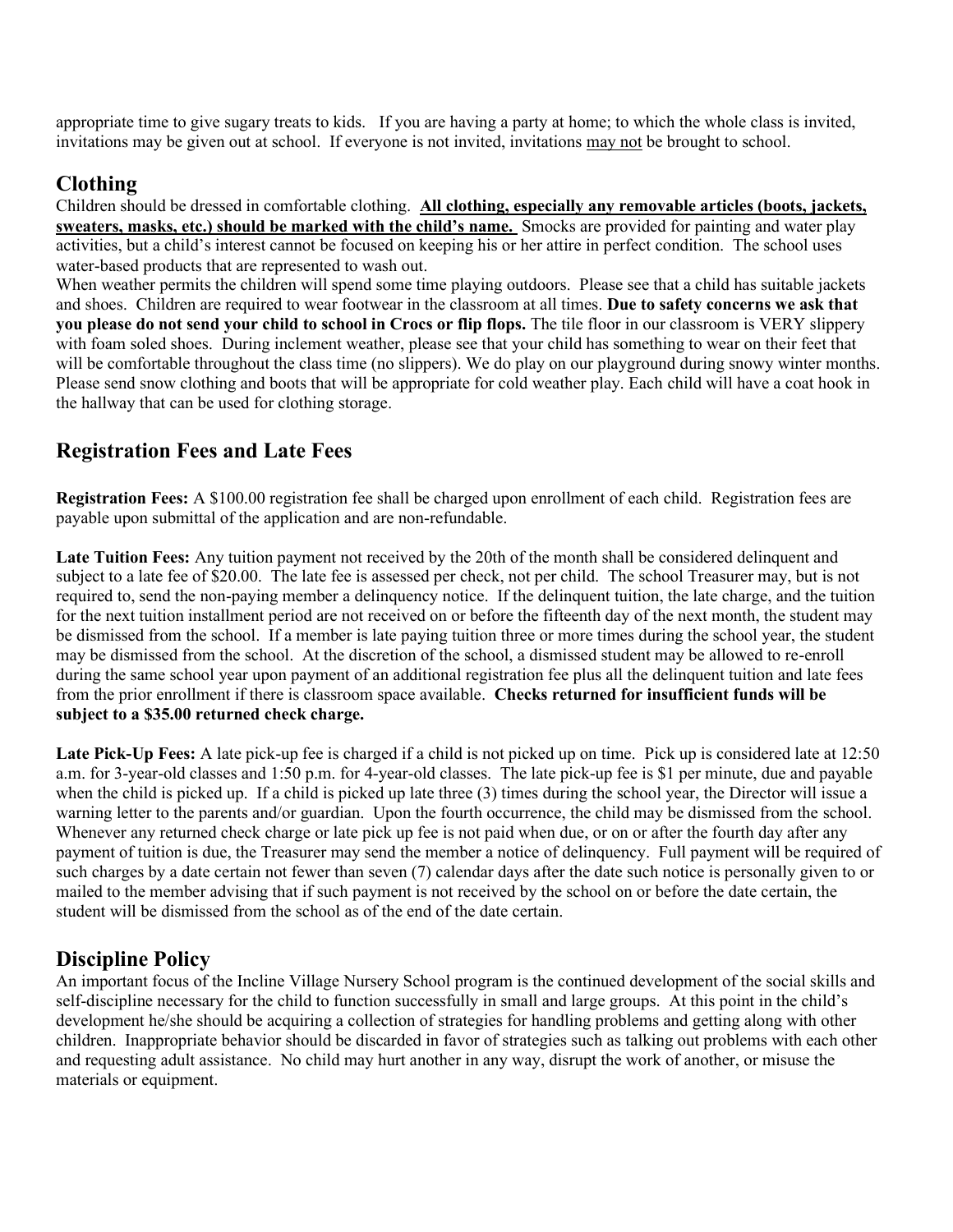appropriate time to give sugary treats to kids. If you are having a party at home; to which the whole class is invited, invitations may be given out at school. If everyone is not invited, invitations may not be brought to school.

## Clothing

Children should be dressed in comfortable clothing. **All clothing, especially any removable articles (boots, jackets, sweaters, masks, etc.) should be marked with the child's name.** Smocks are provided for painting and water play activities, but a child's interest cannot be focused on keeping his or her attire in perfect condition. The school uses water-based products that are represented to wash out.

When weather permits the children will spend some time playing outdoors. Please see that a child has suitable jackets and shoes. Children are required to wear footwear in the classroom at all times. **Due to safety concerns we ask that you please do not send your child to school in Crocs or flip flops.** The tile floor in our classroom is VERY slippery with foam soled shoes. During inclement weather, please see that your child has something to wear on their feet that will be comfortable throughout the class time (no slippers). We do play on our playground during snowy winter months. Please send snow clothing and boots that will be appropriate for cold weather play. Each child will have a coat hook in the hallway that can be used for clothing storage.

## Registration Fees and Late Fees

**Registration Fees:** A $100.00 registration fee shall be charged upon enrollment of each child. Registration fees are payable upon submittal of the application and are non-refundable.

**Late Tuition Fees:** Any tuition payment not received by the 20th of the month shall be considered delinquent and subject to a late fee of $20.00. The late fee is assessed per check, not per child. The school Treasurer may, but is not required to, send the non-paying member a delinquency notice. If the delinquent tuition, the late charge, and the tuition for the next tuition installment period are not received on or before the fifteenth day of the next month, the student may be dismissed from the school. If a member is late paying tuition three or more times during the school year, the student may be dismissed from the school. At the discretion of the school, a dismissed student may be allowed to re-enroll during the same school year upon payment of an additional registration fee plus all the delinquent tuition and late fees from the prior enrollment if there is classroom space available. **Checks returned for insufficient funds will be subject to a $35.00 returned check charge.**

**Late Pick-Up Fees:** A late pick-up fee is charged if a child is not picked up on time. Pick up is considered late at 12:50 a.m. for 3-year-old classes and 1:50 p.m. for 4-year-old classes. The late pick-up fee is $1 per minute, due and payable when the child is picked up. If a child is picked up late three (3) times during the school year, the Director will issue a warning letter to the parents and/or guardian. Upon the fourth occurrence, the child may be dismissed from the school. Whenever any returned check charge or late pick up fee is not paid when due, or on or after the fourth day after any payment of tuition is due, the Treasurer may send the member a notice of delinquency. Full payment will be required of such charges by a date certain not fewer than seven (7) calendar days after the date such notice is personally given to or mailed to the member advising that if such payment is not received by the school on or before the date certain, the student will be dismissed from the school as of the end of the date certain.

## Discipline Policy

An important focus of the Incline Village Nursery School program is the continued development of the social skills and self-discipline necessary for the child to function successfully in small and large groups. At this point in the child's development he/she should be acquiring a collection of strategies for handling problems and getting along with other children. Inappropriate behavior should be discarded in favor of strategies such as talking out problems with each other and requesting adult assistance. No child may hurt another in any way, disrupt the work of another, or misuse the materials or equipment.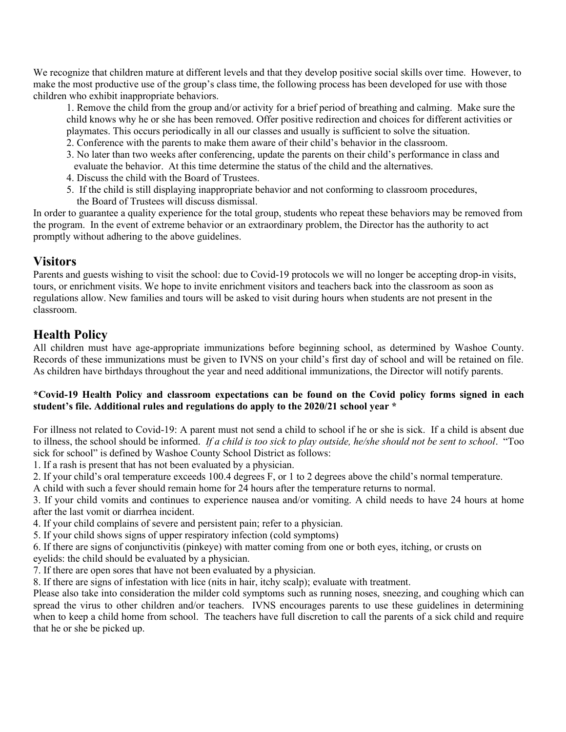We recognize that children mature at different levels and that they develop positive social skills over time. However, to make the most productive use of the group's class time, the following process has been developed for use with those children who exhibit inappropriate behaviors.

1. Remove the child from the group and/or activity for a brief period of breathing and calming. Make sure the child knows why he or she has been removed. Offer positive redirection and choices for different activities or playmates. This occurs periodically in all our classes and usually is sufficient to solve the situation.
2. Conference with the parents to make them aware of their child's behavior in the classroom.
3. No later than two weeks after conferencing, update the parents on their child's performance in class and evaluate the behavior. At this time determine the status of the child and the alternatives.
4. Discuss the child with the Board of Trustees.
5. If the child is still displaying inappropriate behavior and not conforming to classroom procedures, the Board of Trustees will discuss dismissal.

In order to guarantee a quality experience for the total group, students who repeat these behaviors may be removed from the program. In the event of extreme behavior or an extraordinary problem, the Director has the authority to act promptly without adhering to the above guidelines.

## Visitors

Parents and guests wishing to visit the school: due to Covid-19 protocols we will no longer be accepting drop-in visits, tours, or enrichment visits. We hope to invite enrichment visitors and teachers back into the classroom as soon as regulations allow. New families and tours will be asked to visit during hours when students are not present in the classroom.

## Health Policy

All children must have age-appropriate immunizations before beginning school, as determined by Washoe County. Records of these immunizations must be given to IVNS on your child's first day of school and will be retained on file. As children have birthdays throughout the year and need additional immunizations, the Director will notify parents.

**\*Covid-19 Health Policy and classroom expectations can be found on the Covid policy forms signed in each student's file. Additional rules and regulations do apply to the 2020/21 school year \***

For illness not related to Covid-19: A parent must not send a child to school if he or she is sick. If a child is absent due to illness, the school should be informed. *If a child is too sick to play outside, he/she should not be sent to school*. "Too sick for school" is defined by Washoe County School District as follows:

1. If a rash is present that has not been evaluated by a physician.
2. If your child's oral temperature exceeds 100.4 degrees F, or 1 to 2 degrees above the child's normal temperature.
A child with such a fever should remain home for 24 hours after the temperature returns to normal.
3. If your child vomits and continues to experience nausea and/or vomiting. A child needs to have 24 hours at home after the last vomit or diarrhea incident.
4. If your child complains of severe and persistent pain; refer to a physician.
5. If your child shows signs of upper respiratory infection (cold symptoms)
6. If there are signs of conjunctivitis (pinkeye) with matter coming from one or both eyes, itching, or crusts on eyelids: the child should be evaluated by a physician.
7. If there are open sores that have not been evaluated by a physician.
8. If there are signs of infestation with lice (nits in hair, itchy scalp); evaluate with treatment.

Please also take into consideration the milder cold symptoms such as running noses, sneezing, and coughing which can spread the virus to other children and/or teachers. IVNS encourages parents to use these guidelines in determining when to keep a child home from school. The teachers have full discretion to call the parents of a sick child and require that he or she be picked up.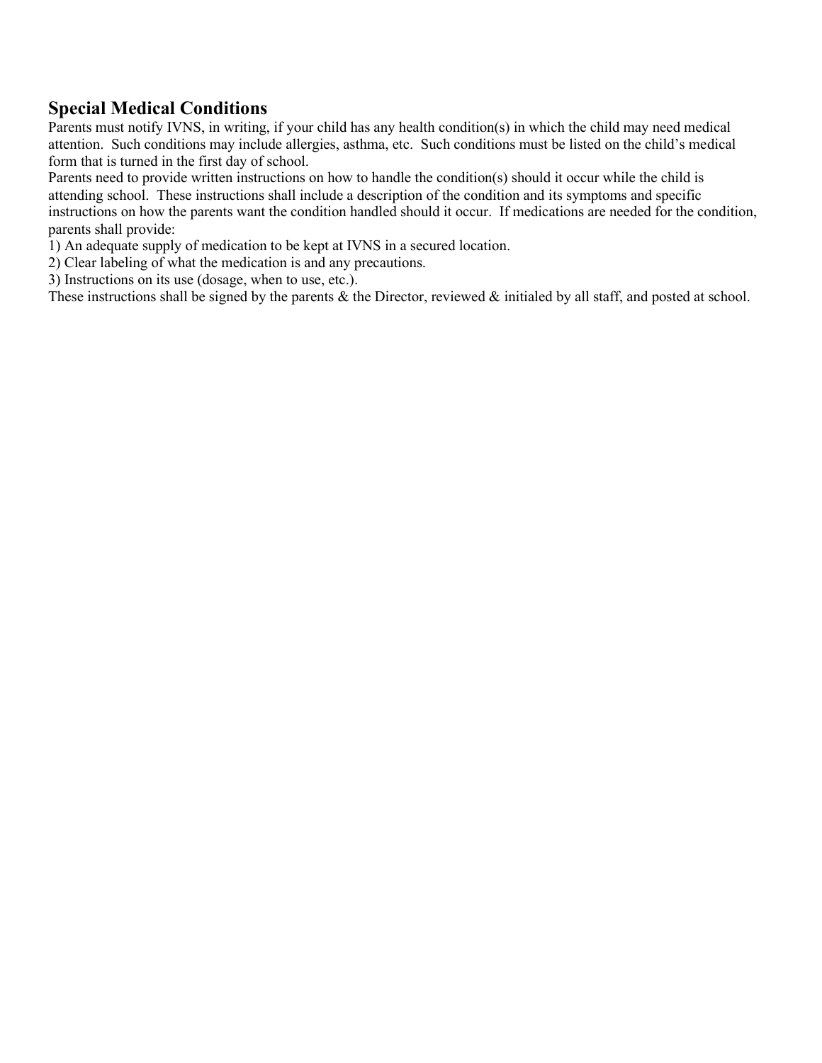## Special Medical Conditions

Parents must notify IVNS, in writing, if your child has any health condition(s) in which the child may need medical attention. Such conditions may include allergies, asthma, etc. Such conditions must be listed on the child's medical form that is turned in the first day of school.

Parents need to provide written instructions on how to handle the condition(s) should it occur while the child is attending school. These instructions shall include a description of the condition and its symptoms and specific instructions on how the parents want the condition handled should it occur. If medications are needed for the condition, parents shall provide:

1) An adequate supply of medication to be kept at IVNS in a secured location.
2) Clear labeling of what the medication is and any precautions.
3) Instructions on its use (dosage, when to use, etc.).

These instructions shall be signed by the parents & the Director, reviewed & initialed by all staff, and posted at school.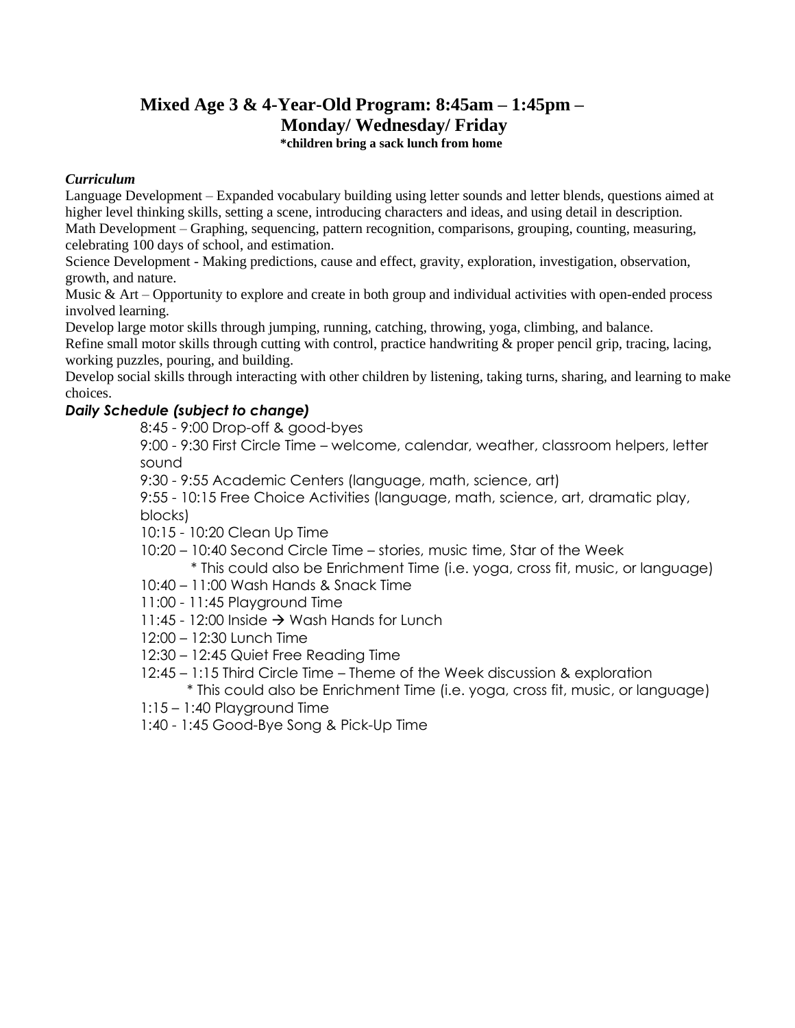## Mixed Age 3 & 4-Year-Old Program: 8:45am – 1:45pm – Monday/ Wednesday/ Friday

**\*children bring a sack lunch from home**

***Curriculum***

Language Development – Expanded vocabulary building using letter sounds and letter blends, questions aimed at higher level thinking skills, setting a scene, introducing characters and ideas, and using detail in description.

Math Development – Graphing, sequencing, pattern recognition, comparisons, grouping, counting, measuring, celebrating 100 days of school, and estimation.

Science Development - Making predictions, cause and effect, gravity, exploration, investigation, observation, growth, and nature.

Music & Art – Opportunity to explore and create in both group and individual activities with open-ended process involved learning.

Develop large motor skills through jumping, running, catching, throwing, yoga, climbing, and balance.

Refine small motor skills through cutting with control, practice handwriting & proper pencil grip, tracing, lacing, working puzzles, pouring, and building.

Develop social skills through interacting with other children by listening, taking turns, sharing, and learning to make choices.

***Daily Schedule (subject to change)***

8:45 - 9:00 Drop-off & good-byes
9:00 - 9:30 First Circle Time – welcome, calendar, weather, classroom helpers, letter sound
9:30 - 9:55 Academic Centers (language, math, science, art)
9:55 - 10:15 Free Choice Activities (language, math, science, art, dramatic play, blocks)
10:15 - 10:20 Clean Up Time
10:20 – 10:40 Second Circle Time – stories, music time, Star of the Week
  * This could also be Enrichment Time (i.e. yoga, cross fit, music, or language)
10:40 – 11:00 Wash Hands & Snack Time
11:00 - 11:45 Playground Time
11:45 - 12:00 Inside → Wash Hands for Lunch
12:00 – 12:30 Lunch Time
12:30 – 12:45 Quiet Free Reading Time
12:45 – 1:15 Third Circle Time – Theme of the Week discussion & exploration
  * This could also be Enrichment Time (i.e. yoga, cross fit, music, or language)
1:15 – 1:40 Playground Time
1:40 - 1:45 Good-Bye Song & Pick-Up Time